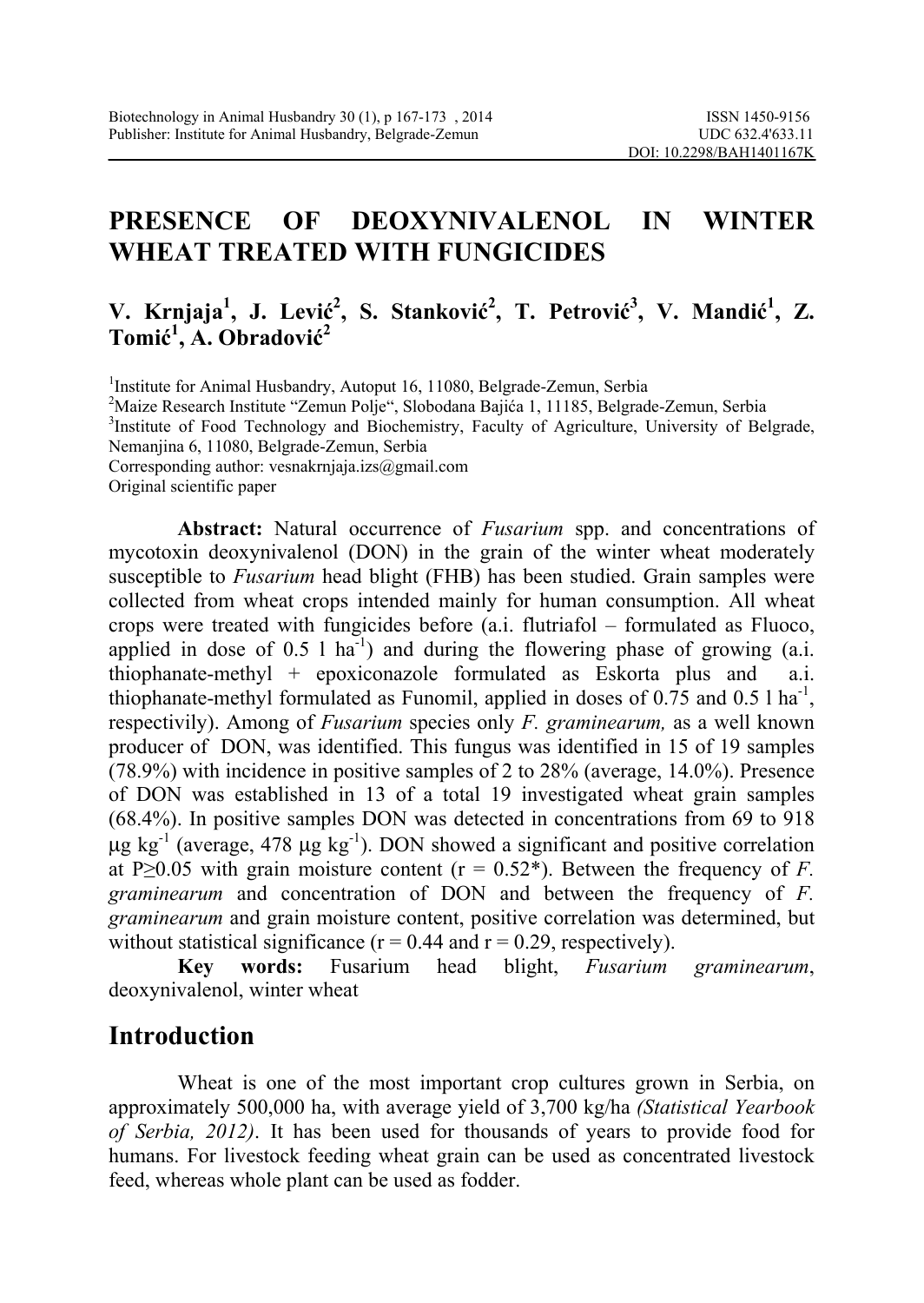# PRESENCE OF DEOXYNIVALENOL IN WINTER WHEAT TREATED WITH FUNGICIDES

**V. Krnjaja[1], J. Lević[2], S. Stanković[2], T. Petrović[3], V. Mandić[1], Z. Tomić[1], A. Obradović[2]**

[1]Institute for Animal Husbandry, Autoput 16, 11080, Belgrade-Zemun, Serbia
[2]Maize Research Institute "Zemun Polje", Slobodana Bajića 1, 11185, Belgrade-Zemun, Serbia
[3]Institute of Food Technology and Biochemistry, Faculty of Agriculture, University of Belgrade, Nemanjina 6, 11080, Belgrade-Zemun, Serbia
Corresponding author: vesnakrnjaja.izs@gmail.com
Original scientific paper

**Abstract:** Natural occurrence of *Fusarium* spp. and concentrations of mycotoxin deoxynivalenol (DON) in the grain of the winter wheat moderately susceptible to *Fusarium* head blight (FHB) has been studied. Grain samples were collected from wheat crops intended mainly for human consumption. All wheat crops were treated with fungicides before (a.i. flutriafol – formulated as Fluoco, applied in dose of 0.5 l $ha^{-1}$) and during the flowering phase of growing (a.i. thiophanate-methyl + epoxiconazole formulated as Eskorta plus and a.i. thiophanate-methyl formulated as Funomil, applied in doses of 0.75 and 0.5 l $ha^{-1}$, respectivily). Among of *Fusarium* species only *F. graminearum,* as a well known producer of DON, was identified. This fungus was identified in 15 of 19 samples (78.9%) with incidence in positive samples of 2 to 28% (average, 14.0%). Presence of DON was established in 13 of a total 19 investigated wheat grain samples (68.4%). In positive samples DON was detected in concentrations from 69 to 918 μg $kg^{-1}$ (average, 478 μg $kg^{-1}$). DON showed a significant and positive correlation at $P \geq 0.05$ with grain moisture content ($r = 0.52^*$). Between the frequency of *F. graminearum* and concentration of DON and between the frequency of *F. graminearum* and grain moisture content, positive correlation was determined, but without statistical significance ($r = 0.44$ and $r = 0.29$, respectively).

**Key words:** Fusarium head blight, *Fusarium graminearum*, deoxynivalenol, winter wheat

## Introduction

Wheat is one of the most important crop cultures grown in Serbia, on approximately 500,000 ha, with average yield of 3,700 kg/ha *(Statistical Yearbook of Serbia, 2012)*. It has been used for thousands of years to provide food for humans. For livestock feeding wheat grain can be used as concentrated livestock feed, whereas whole plant can be used as fodder.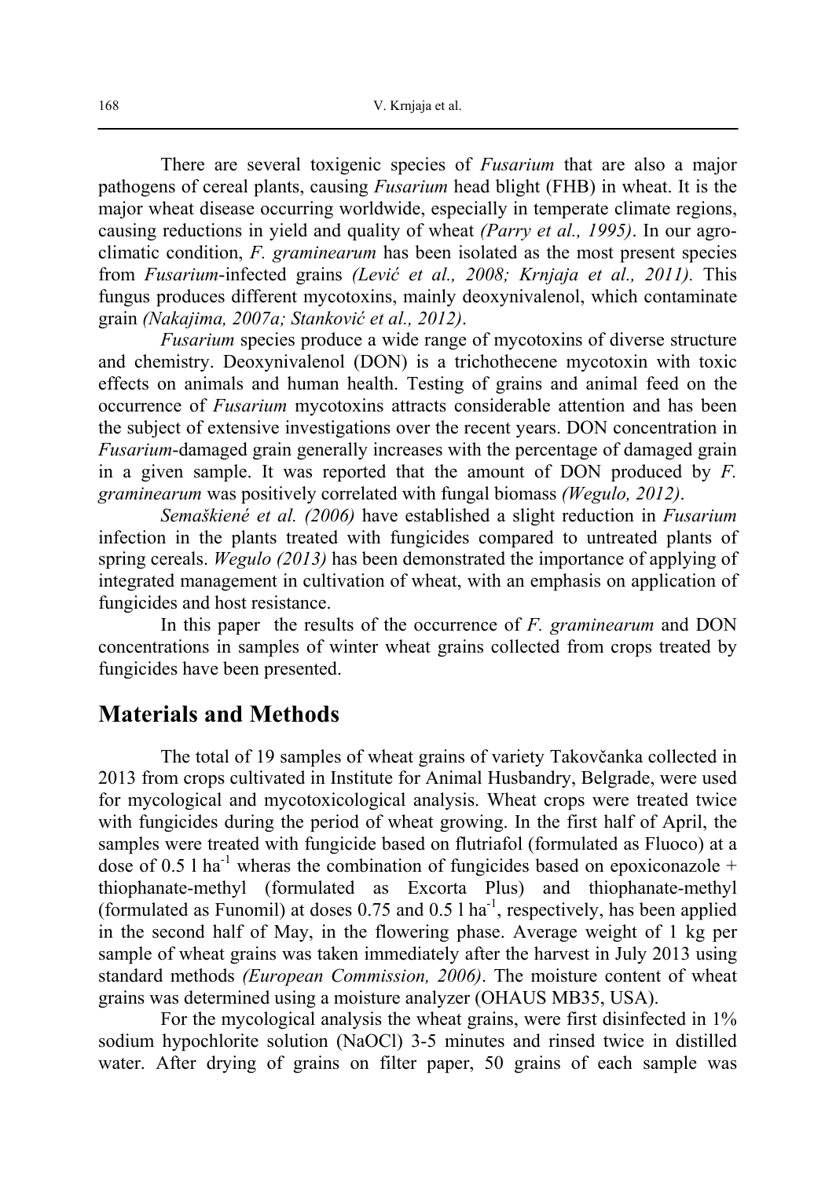There are several toxigenic species of *Fusarium* that are also a major pathogens of cereal plants, causing *Fusarium* head blight (FHB) in wheat. It is the major wheat disease occurring worldwide, especially in temperate climate regions, causing reductions in yield and quality of wheat *(Parry et al., 1995)*. In our agro-climatic condition, *F. graminearum* has been isolated as the most present species from *Fusarium*-infected grains *(Lević et al., 2008; Krnjaja et al., 2011).* This fungus produces different mycotoxins, mainly deoxynivalenol, which contaminate grain *(Nakajima, 2007a; Stanković et al., 2012)*.

*Fusarium* species produce a wide range of mycotoxins of diverse structure and chemistry. Deoxynivalenol (DON) is a trichothecene mycotoxin with toxic effects on animals and human health. Testing of grains and animal feed on the occurrence of *Fusarium* mycotoxins attracts considerable attention and has been the subject of extensive investigations over the recent years. DON concentration in *Fusarium*-damaged grain generally increases with the percentage of damaged grain in a given sample. It was reported that the amount of DON produced by *F. graminearum* was positively correlated with fungal biomass *(Wegulo, 2012)*.

*Semaškiené et al. (2006)* have established a slight reduction in *Fusarium* infection in the plants treated with fungicides compared to untreated plants of spring cereals. *Wegulo (2013)* has been demonstrated the importance of applying of integrated management in cultivation of wheat, with an emphasis on application of fungicides and host resistance.

In this paper the results of the occurrence of *F. graminearum* and DON concentrations in samples of winter wheat grains collected from crops treated by fungicides have been presented.

## Materials and Methods

The total of 19 samples of wheat grains of variety Takovčanka collected in 2013 from crops cultivated in Institute for Animal Husbandry, Belgrade, were used for mycological and mycotoxicological analysis. Wheat crops were treated twice with fungicides during the period of wheat growing. In the first half of April, the samples were treated with fungicide based on flutriafol (formulated as Fluoco) at a dose of 0.5 l $ha^{-1}$ wheras the combination of fungicides based on epoxiconazole + thiophanate-methyl (formulated as Excorta Plus) and thiophanate-methyl (formulated as Funomil) at doses 0.75 and 0.5 l $ha^{-1}$, respectively, has been applied in the second half of May, in the flowering phase. Average weight of 1 kg per sample of wheat grains was taken immediately after the harvest in July 2013 using standard methods *(European Commission, 2006)*. The moisture content of wheat grains was determined using a moisture analyzer (OHAUS MB35, USA).

For the mycological analysis the wheat grains, were first disinfected in 1% sodium hypochlorite solution (NaOCl) 3-5 minutes and rinsed twice in distilled water. After drying of grains on filter paper, 50 grains of each sample was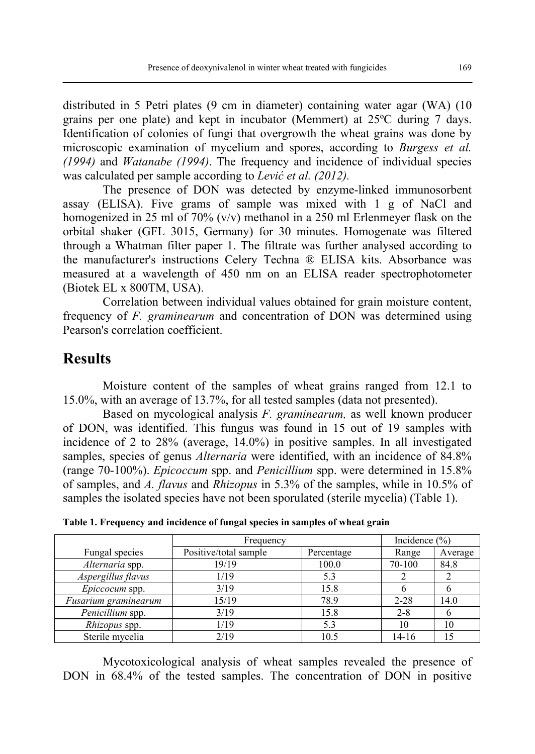distributed in 5 Petri plates (9 cm in diameter) containing water agar (WA) (10 grains per one plate) and kept in incubator (Memmert) at 25ºC during 7 days. Identification of colonies of fungi that overgrowth the wheat grains was done by microscopic examination of mycelium and spores, according to *Burgess et al. (1994)* and *Watanabe (1994)*. The frequency and incidence of individual species was calculated per sample according to *Lević et al. (2012).*

The presence of DON was detected by enzyme-linked immunosorbent assay (ELISA). Five grams of sample was mixed with 1 g of NaCl and homogenized in 25 ml of 70% (v/v) methanol in a 250 ml Erlenmeyer flask on the orbital shaker (GFL 3015, Germany) for 30 minutes. Homogenate was filtered through a Whatman filter paper 1. The filtrate was further analysed according to the manufacturer's instructions Celery Techna ® ELISA kits. Absorbance was measured at a wavelength of 450 nm on an ELISA reader spectrophotometer (Biotek EL x 800TM, USA).

Correlation between individual values obtained for grain moisture content, frequency of *F. graminearum* and concentration of DON was determined using Pearson's correlation coefficient.

## Results

Moisture content of the samples of wheat grains ranged from 12.1 to 15.0%, with an average of 13.7%, for all tested samples (data not presented).

Based on mycological analysis *F. graminearum,* as well known producer of DON, was identified. This fungus was found in 15 out of 19 samples with incidence of 2 to 28% (average, 14.0%) in positive samples. In all investigated samples, species of genus *Alternaria* were identified, with an incidence of 84.8% (range 70-100%). *Epicoccum* spp. and *Penicillium* spp. were determined in 15.8% of samples, and *A. flavus* and *Rhizopus* in 5.3% of the samples, while in 10.5% of samples the isolated species have not been sporulated (sterile mycelia) (Table 1).

**Table 1. Frequency and incidence of fungal species in samples of wheat grain**

| Fungal species | Frequency | | Incidence (%) | |
|---|---|---|---|---|
| | Positive/total sample | Percentage | Range | Average |
| *Alternaria* spp. | 19/19 | 100.0 | 70-100 | 84.8 |
| *Aspergillus flavus* | 1/19 | 5.3 | 2 | 2 |
| *Epiccocum* spp. | 3/19 | 15.8 | 6 | 6 |
| *Fusarium graminearum* | 15/19 | 78.9 | 2-28 | 14.0 |
| *Penicillium* spp. | 3/19 | 15.8 | 2-8 | 6 |
| *Rhizopus* spp. | 1/19 | 5.3 | 10 | 10 |
| Sterile mycelia | 2/19 | 10.5 | 14-16 | 15 |

Mycotoxicological analysis of wheat samples revealed the presence of DON in 68.4% of the tested samples. The concentration of DON in positive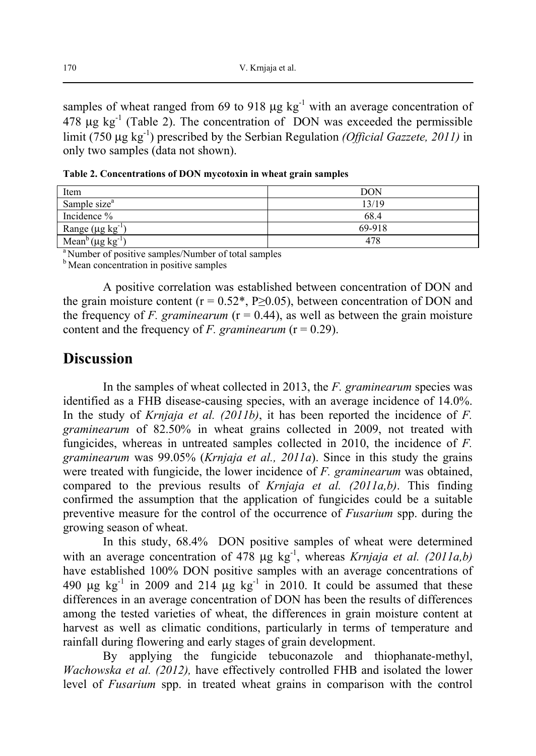samples of wheat ranged from 69 to 918 μg kg$^{-1}$ with an average concentration of 478 μg kg$^{-1}$ (Table 2). The concentration of DON was exceeded the permissible limit (750 μg kg$^{-1}$) prescribed by the Serbian Regulation *(Official Gazzete, 2011)* in only two samples (data not shown).

**Table 2. Concentrations of DON mycotoxin in wheat grain samples**

| Item | DON |
|---|---|
| Sample size[a] | 13/19 |
| Incidence % | 68.4 |
| Range (μg kg$^{-1}$) | 69-918 |
| Mean[b] (μg kg$^{-1}$) | 478 |

[a] Number of positive samples/Number of total samples
[b] Mean concentration in positive samples

A positive correlation was established between concentration of DON and the grain moisture content ($r = 0.52^*$, $P \geq 0.05$), between concentration of DON and the frequency of *F. graminearum* ($r = 0.44$), as well as between the grain moisture content and the frequency of *F. graminearum* ($r = 0.29$).

## Discussion

In the samples of wheat collected in 2013, the *F. graminearum* species was identified as a FHB disease-causing species, with an average incidence of 14.0%. In the study of *Krnjaja et al. (2011b)*, it has been reported the incidence of *F. graminearum* of 82.50% in wheat grains collected in 2009, not treated with fungicides, whereas in untreated samples collected in 2010, the incidence of *F. graminearum* was 99.05% (*Krnjaja et al., 2011a*). Since in this study the grains were treated with fungicide, the lower incidence of *F. graminearum* was obtained, compared to the previous results of *Krnjaja et al. (2011a,b)*. This finding confirmed the assumption that the application of fungicides could be a suitable preventive measure for the control of the occurrence of *Fusarium* spp. during the growing season of wheat.

In this study, 68.4% DON positive samples of wheat were determined with an average concentration of 478 μg kg$^{-1}$, whereas *Krnjaja et al. (2011a,b)* have established 100% DON positive samples with an average concentrations of 490 μg kg$^{-1}$ in 2009 and 214 μg kg$^{-1}$ in 2010. It could be assumed that these differences in an average concentration of DON has been the results of differences among the tested varieties of wheat, the differences in grain moisture content at harvest as well as climatic conditions, particularly in terms of temperature and rainfall during flowering and early stages of grain development.

By applying the fungicide tebuconazole and thiophanate-methyl, *Wachowska et al. (2012),* have effectively controlled FHB and isolated the lower level of *Fusarium* spp. in treated wheat grains in comparison with the control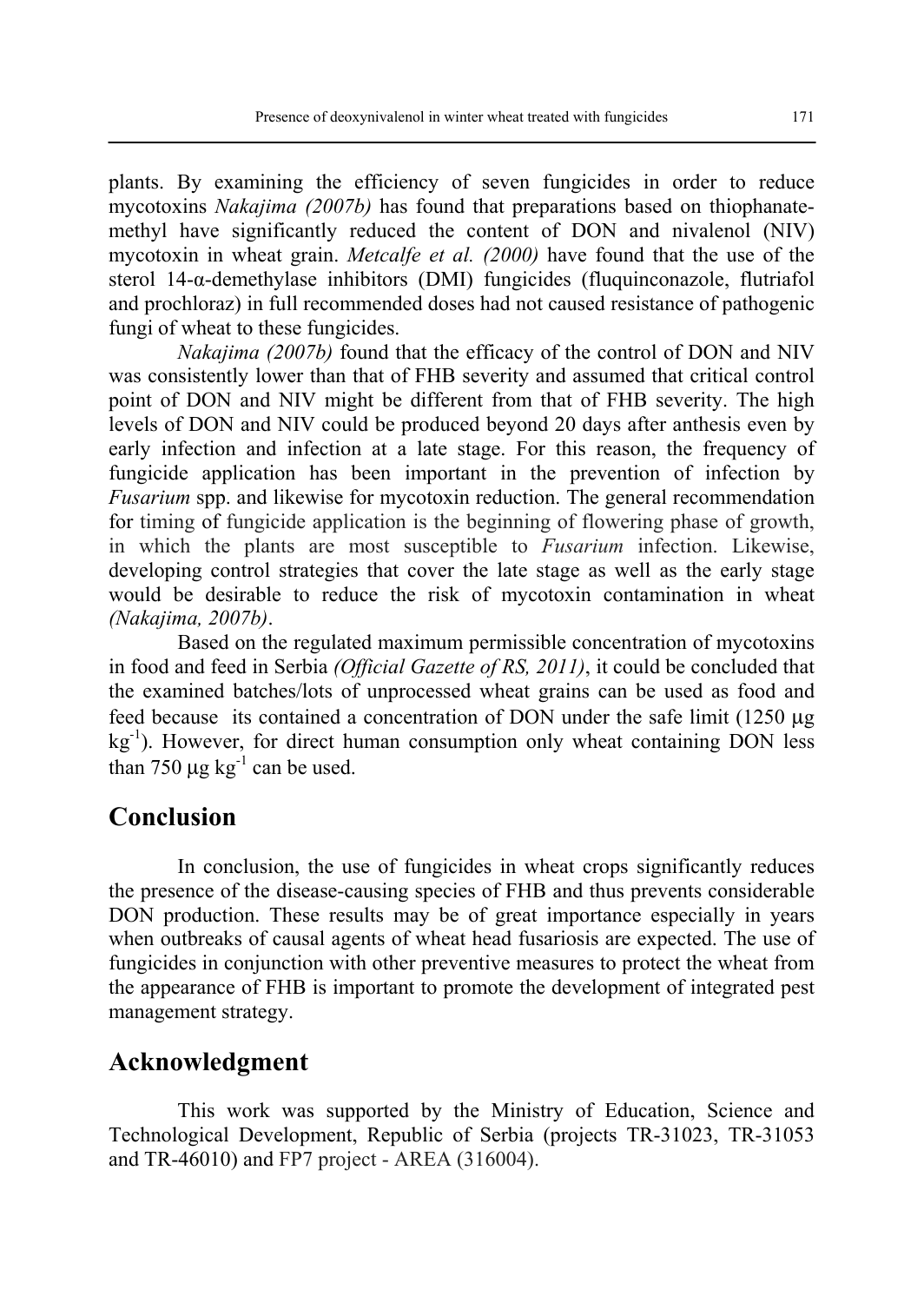plants. By examining the efficiency of seven fungicides in order to reduce mycotoxins *Nakajima (2007b)* has found that preparations based on thiophanate-methyl have significantly reduced the content of DON and nivalenol (NIV) mycotoxin in wheat grain. *Metcalfe et al. (2000)* have found that the use of the sterol 14-α-demethylase inhibitors (DMI) fungicides (fluquinconazole, flutriafol and prochloraz) in full recommended doses had not caused resistance of pathogenic fungi of wheat to these fungicides.

*Nakajima (2007b)* found that the efficacy of the control of DON and NIV was consistently lower than that of FHB severity and assumed that critical control point of DON and NIV might be different from that of FHB severity. The high levels of DON and NIV could be produced beyond 20 days after anthesis even by early infection and infection at a late stage. For this reason, the frequency of fungicide application has been important in the prevention of infection by *Fusarium* spp. and likewise for mycotoxin reduction. The general recommendation for timing of fungicide application is the beginning of flowering phase of growth, in which the plants are most susceptible to *Fusarium* infection. Likewise, developing control strategies that cover the late stage as well as the early stage would be desirable to reduce the risk of mycotoxin contamination in wheat *(Nakajima, 2007b)*.

Based on the regulated maximum permissible concentration of mycotoxins in food and feed in Serbia *(Official Gazette of RS, 2011)*, it could be concluded that the examined batches/lots of unprocessed wheat grains can be used as food and feed because its contained a concentration of DON under the safe limit (1250 μg $kg^{-1}$). However, for direct human consumption only wheat containing DON less than 750 μg $kg^{-1}$ can be used.

## Conclusion

In conclusion, the use of fungicides in wheat crops significantly reduces the presence of the disease-causing species of FHB and thus prevents considerable DON production. These results may be of great importance especially in years when outbreaks of causal agents of wheat head fusariosis are expected. The use of fungicides in conjunction with other preventive measures to protect the wheat from the appearance of FHB is important to promote the development of integrated pest management strategy.

## Acknowledgment

This work was supported by the Ministry of Education, Science and Technological Development, Republic of Serbia (projects TR-31023, TR-31053 and TR-46010) and FP7 project - AREA (316004).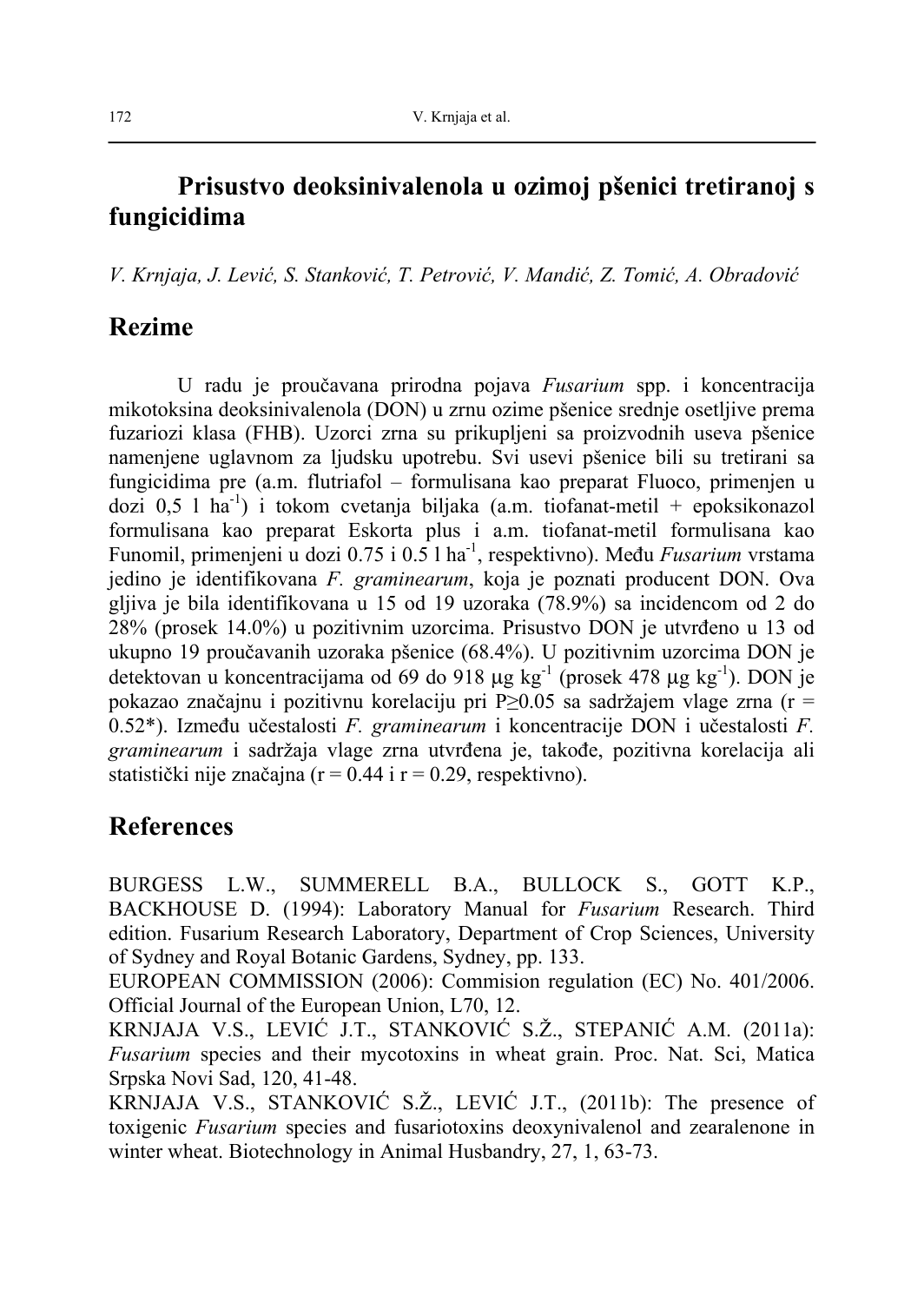# Prisustvo deoksinivalenola u ozimoj pšenici tretiranoj s fungicidima

*V. Krnjaja, J. Lević, S. Stanković, T. Petrović, V. Mandić, Z. Tomić, A. Obradović*

## Rezime

U radu je proučavana prirodna pojava *Fusarium* spp. i koncentracija mikotoksina deoksinivalenola (DON) u zrnu ozime pšenice srednje osetljive prema fuzariozi klasa (FHB). Uzorci zrna su prikupljeni sa proizvodnih useva pšenice namenjene uglavnom za ljudsku upotrebu. Svi usevi pšenice bili su tretirani sa fungicidima pre (a.m. flutriafol – formulisana kao preparat Fluoco, primenjen u dozi 0,5 l ha$^{-1}$) i tokom cvetanja biljaka (a.m. tiofanat-metil + epoksikonazol formulisana kao preparat Eskorta plus i a.m. tiofanat-metil formulisana kao Funomil, primenjeni u dozi 0.75 i 0.5 l ha$^{-1}$, respektivno). Među *Fusarium* vrstama jedino je identifikovana *F. graminearum*, koja je poznati producent DON. Ova gljiva je bila identifikovana u 15 od 19 uzoraka (78.9%) sa incidencom od 2 do 28% (prosek 14.0%) u pozitivnim uzorcima. Prisustvo DON je utvrđeno u 13 od ukupno 19 proučavanih uzoraka pšenice (68.4%). U pozitivnim uzorcima DON je detektovan u koncentracijama od 69 do 918 μg kg$^{-1}$ (prosek 478 μg kg$^{-1}$). DON je pokazao značajnu i pozitivnu korelaciju pri $P \geq 0.05$ sa sadržajem vlage zrna ($r = 0.52^*$). Između učestalosti *F. graminearum* i koncentracije DON i učestalosti *F. graminearum* i sadržaja vlage zrna utvrđena je, takođe, pozitivna korelacija ali statistički nije značajna ($r = 0.44$ i $r = 0.29$, respektivno).

## References

BURGESS L.W., SUMMERELL B.A., BULLOCK S., GOTT K.P., BACKHOUSE D. (1994): Laboratory Manual for *Fusarium* Research. Third edition. Fusarium Research Laboratory, Department of Crop Sciences, University of Sydney and Royal Botanic Gardens, Sydney, pp. 133.

EUROPEAN COMMISSION (2006): Commision regulation (EC) No. 401/2006. Official Journal of the European Union, L70, 12.

KRNJAJA V.S., LEVIĆ J.T., STANKOVIĆ S.Ž., STEPANIĆ A.M. (2011a): *Fusarium* species and their mycotoxins in wheat grain. Proc. Nat. Sci, Matica Srpska Novi Sad, 120, 41-48.

KRNJAJA V.S., STANKOVIĆ S.Ž., LEVIĆ J.T., (2011b): The presence of toxigenic *Fusarium* species and fusariotoxins deoxynivalenol and zearalenone in winter wheat. Biotechnology in Animal Husbandry, 27, 1, 63-73.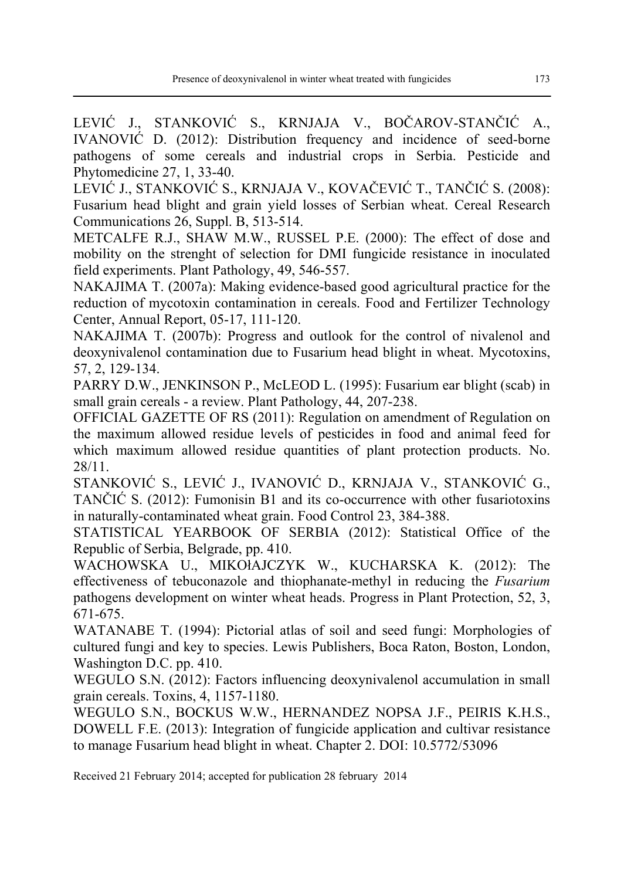LEVIĆ J., STANKOVIĆ S., KRNJAJA V., BOČAROV-STANČIĆ A., IVANOVIĆ D. (2012): Distribution frequency and incidence of seed-borne pathogens of some cereals and industrial crops in Serbia. Pesticide and Phytomedicine 27, 1, 33-40.

LEVIĆ J., STANKOVIĆ S., KRNJAJA V., KOVAČEVIĆ T., TANČIĆ S. (2008): Fusarium head blight and grain yield losses of Serbian wheat. Cereal Research Communications 26, Suppl. B, 513-514.

METCALFE R.J., SHAW M.W., RUSSEL P.E. (2000): The effect of dose and mobility on the strenght of selection for DMI fungicide resistance in inoculated field experiments. Plant Pathology, 49, 546-557.

NAKAJIMA T. (2007a): Making evidence-based good agricultural practice for the reduction of mycotoxin contamination in cereals. Food and Fertilizer Technology Center, Annual Report, 05-17, 111-120.

NAKAJIMA T. (2007b): Progress and outlook for the control of nivalenol and deoxynivalenol contamination due to Fusarium head blight in wheat. Mycotoxins, 57, 2, 129-134.

PARRY D.W., JENKINSON P., McLEOD L. (1995): Fusarium ear blight (scab) in small grain cereals - a review. Plant Pathology, 44, 207-238.

OFFICIAL GAZETTE OF RS (2011): Regulation on amendment of Regulation on the maximum allowed residue levels of pesticides in food and animal feed for which maximum allowed residue quantities of plant protection products. No. 28/11.

STANKOVIĆ S., LEVIĆ J., IVANOVIĆ D., KRNJAJA V., STANKOVIĆ G., TANČIĆ S. (2012): Fumonisin B1 and its co-occurrence with other fusariotoxins in naturally-contaminated wheat grain. Food Control 23, 384-388.

STATISTICAL YEARBOOK OF SERBIA (2012): Statistical Office of the Republic of Serbia, Belgrade, pp. 410.

WACHOWSKA U., MIKOŁAJCZYK W., KUCHARSKA K. (2012): The effectiveness of tebuconazole and thiophanate-methyl in reducing the *Fusarium* pathogens development on winter wheat heads. Progress in Plant Protection, 52, 3, 671-675.

WATANABE T. (1994): Pictorial atlas of soil and seed fungi: Morphologies of cultured fungi and key to species. Lewis Publishers, Boca Raton, Boston, London, Washington D.C. pp. 410.

WEGULO S.N. (2012): Factors influencing deoxynivalenol accumulation in small grain cereals. Toxins, 4, 1157-1180.

WEGULO S.N., BOCKUS W.W., HERNANDEZ NOPSA J.F., PEIRIS K.H.S., DOWELL F.E. (2013): Integration of fungicide application and cultivar resistance to manage Fusarium head blight in wheat. Chapter 2. DOI: 10.5772/53096

Received 21 February 2014; accepted for publication 28 february 2014